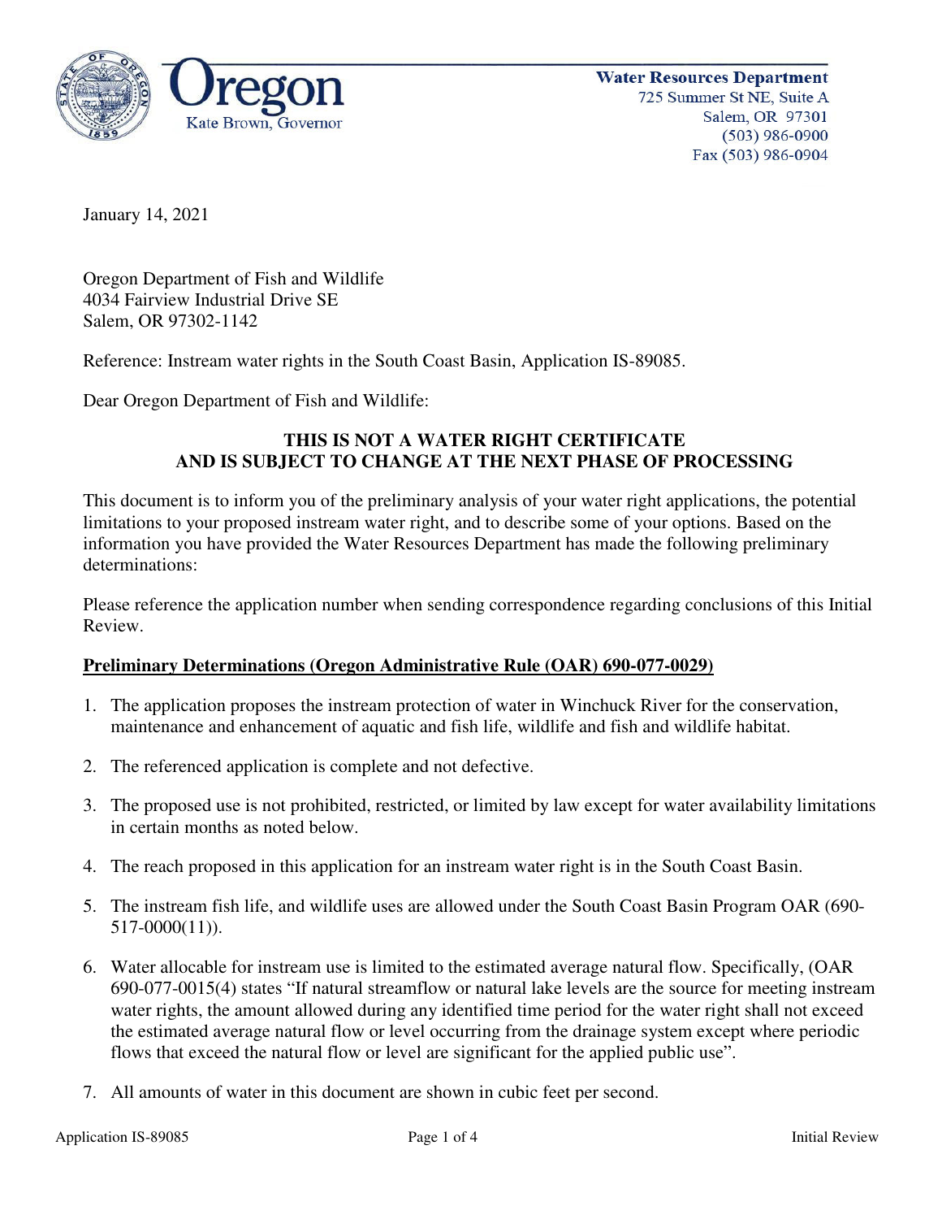Oregon
Kate Brown, Governor

**Water Resources Department**
725 Summer St NE, Suite A
Salem, OR 97301
(503) 986-0900
Fax (503) 986-0904

January 14, 2021

Oregon Department of Fish and Wildlife
4034 Fairview Industrial Drive SE
Salem, OR 97302-1142

Reference: Instream water rights in the South Coast Basin, Application IS-89085.

Dear Oregon Department of Fish and Wildlife:

**THIS IS NOT A WATER RIGHT CERTIFICATE**
**AND IS SUBJECT TO CHANGE AT THE NEXT PHASE OF PROCESSING**

This document is to inform you of the preliminary analysis of your water right applications, the potential limitations to your proposed instream water right, and to describe some of your options. Based on the information you have provided the Water Resources Department has made the following preliminary determinations:

Please reference the application number when sending correspondence regarding conclusions of this Initial Review.

**Preliminary Determinations (Oregon Administrative Rule (OAR) 690-077-0029)**

1. The application proposes the instream protection of water in Winchuck River for the conservation, maintenance and enhancement of aquatic and fish life, wildlife and fish and wildlife habitat.

2. The referenced application is complete and not defective.

3. The proposed use is not prohibited, restricted, or limited by law except for water availability limitations in certain months as noted below.

4. The reach proposed in this application for an instream water right is in the South Coast Basin.

5. The instream fish life, and wildlife uses are allowed under the South Coast Basin Program OAR (690-517-0000(11)).

6. Water allocable for instream use is limited to the estimated average natural flow. Specifically, (OAR 690-077-0015(4) states "If natural streamflow or natural lake levels are the source for meeting instream water rights, the amount allowed during any identified time period for the water right shall not exceed the estimated average natural flow or level occurring from the drainage system except where periodic flows that exceed the natural flow or level are significant for the applied public use".

7. All amounts of water in this document are shown in cubic feet per second.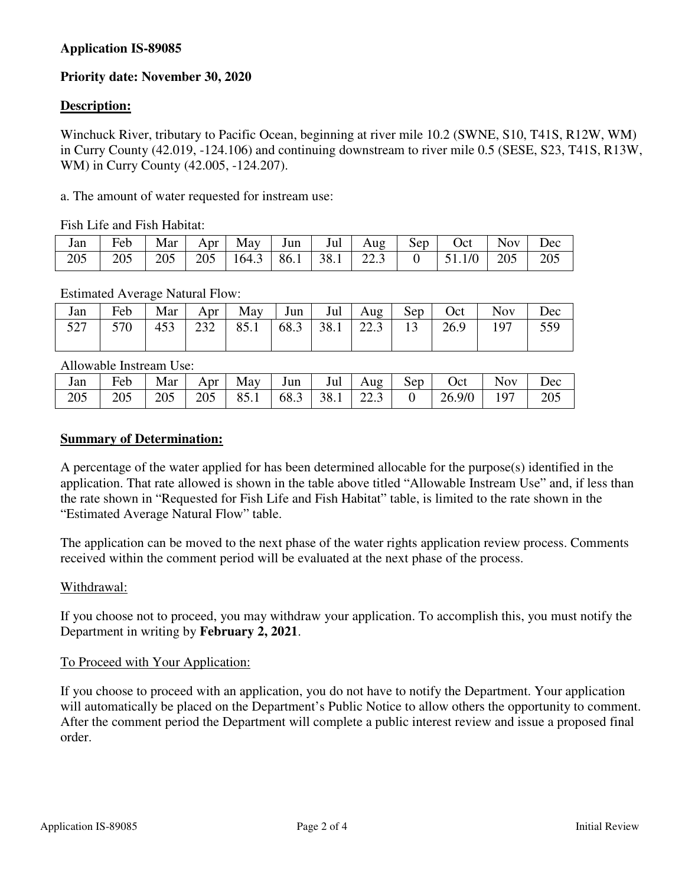**Application IS-89085**

**Priority date: November 30, 2020**

**Description:**

Winchuck River, tributary to Pacific Ocean, beginning at river mile 10.2 (SWNE, S10, T41S, R12W, WM) in Curry County (42.019, -124.106) and continuing downstream to river mile 0.5 (SESE, S23, T41S, R13W, WM) in Curry County (42.005, -124.207).

a. The amount of water requested for instream use:

Fish Life and Fish Habitat:

| Jan | Feb | Mar | Apr | May | Jun | Jul | Aug | Sep | Oct | Nov | Dec |
|---|---|---|---|---|---|---|---|---|---|---|---|
| 205 | 205 | 205 | 205 | 164.3 | 86.1 | 38.1 | 22.3 | 0 | 51.1/0 | 205 | 205 |

Estimated Average Natural Flow:

| Jan | Feb | Mar | Apr | May | Jun | Jul | Aug | Sep | Oct | Nov | Dec |
|---|---|---|---|---|---|---|---|---|---|---|---|
| 527 | 570 | 453 | 232 | 85.1 | 68.3 | 38.1 | 22.3 | 13 | 26.9 | 197 | 559 |

Allowable Instream Use:

| Jan | Feb | Mar | Apr | May | Jun | Jul | Aug | Sep | Oct | Nov | Dec |
|---|---|---|---|---|---|---|---|---|---|---|---|
| 205 | 205 | 205 | 205 | 85.1 | 68.3 | 38.1 | 22.3 | 0 | 26.9/0 | 197 | 205 |

**Summary of Determination:**

A percentage of the water applied for has been determined allocable for the purpose(s) identified in the application. That rate allowed is shown in the table above titled "Allowable Instream Use" and, if less than the rate shown in "Requested for Fish Life and Fish Habitat" table, is limited to the rate shown in the "Estimated Average Natural Flow" table.

The application can be moved to the next phase of the water rights application review process. Comments received within the comment period will be evaluated at the next phase of the process.

Withdrawal:

If you choose not to proceed, you may withdraw your application. To accomplish this, you must notify the Department in writing by **February 2, 2021**.

To Proceed with Your Application:

If you choose to proceed with an application, you do not have to notify the Department. Your application will automatically be placed on the Department's Public Notice to allow others the opportunity to comment. After the comment period the Department will complete a public interest review and issue a proposed final order.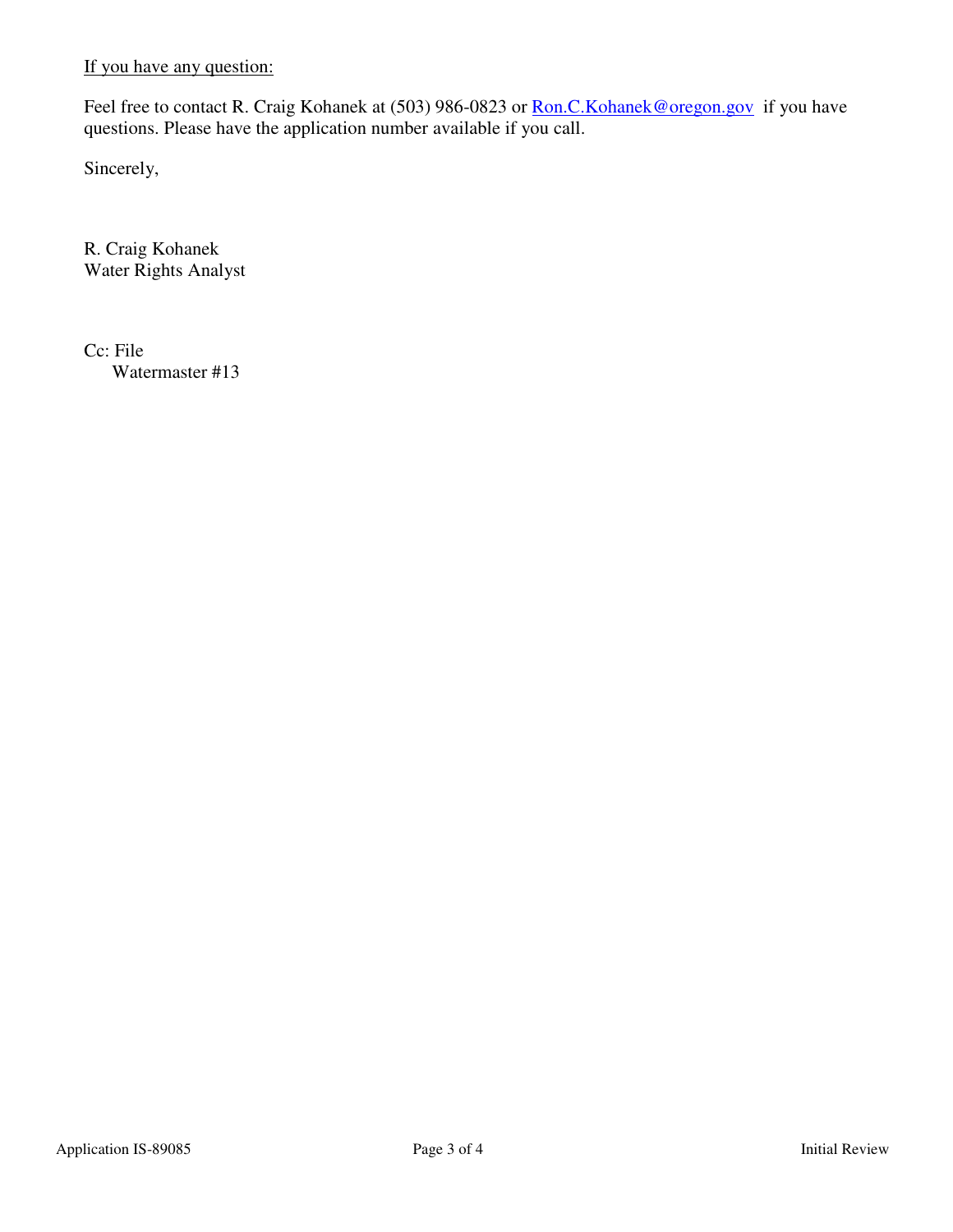If you have any question:

Feel free to contact R. Craig Kohanek at (503) 986-0823 or [Ron.C.Kohanek@oregon.gov](mailto:Ron.C.Kohanek@oregon.gov) if you have questions. Please have the application number available if you call.

Sincerely,

R. Craig Kohanek
Water Rights Analyst

Cc: File
Watermaster #13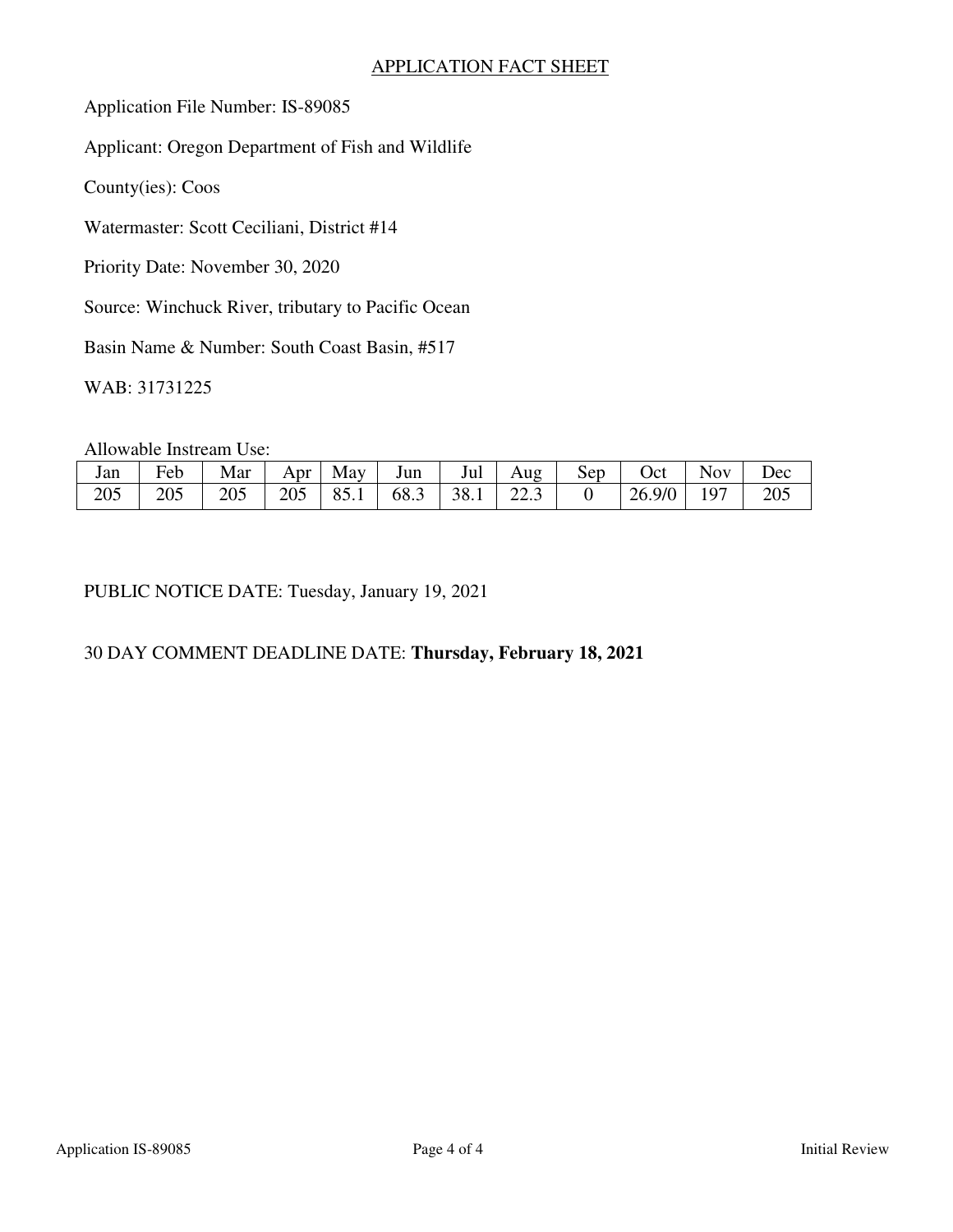# APPLICATION FACT SHEET

Application File Number: IS-89085

Applicant: Oregon Department of Fish and Wildlife

County(ies): Coos

Watermaster: Scott Ceciliani, District #14

Priority Date: November 30, 2020

Source: Winchuck River, tributary to Pacific Ocean

Basin Name & Number: South Coast Basin, #517

WAB: 31731225

Allowable Instream Use:

| Jan | Feb | Mar | Apr | May | Jun | Jul | Aug | Sep | Oct | Nov | Dec |
|---|---|---|---|---|---|---|---|---|---|---|---|
| 205 | 205 | 205 | 205 | 85.1 | 68.3 | 38.1 | 22.3 | 0 | 26.9/0 | 197 | 205 |

PUBLIC NOTICE DATE: Tuesday, January 19, 2021

30 DAY COMMENT DEADLINE DATE: **Thursday, February 18, 2021**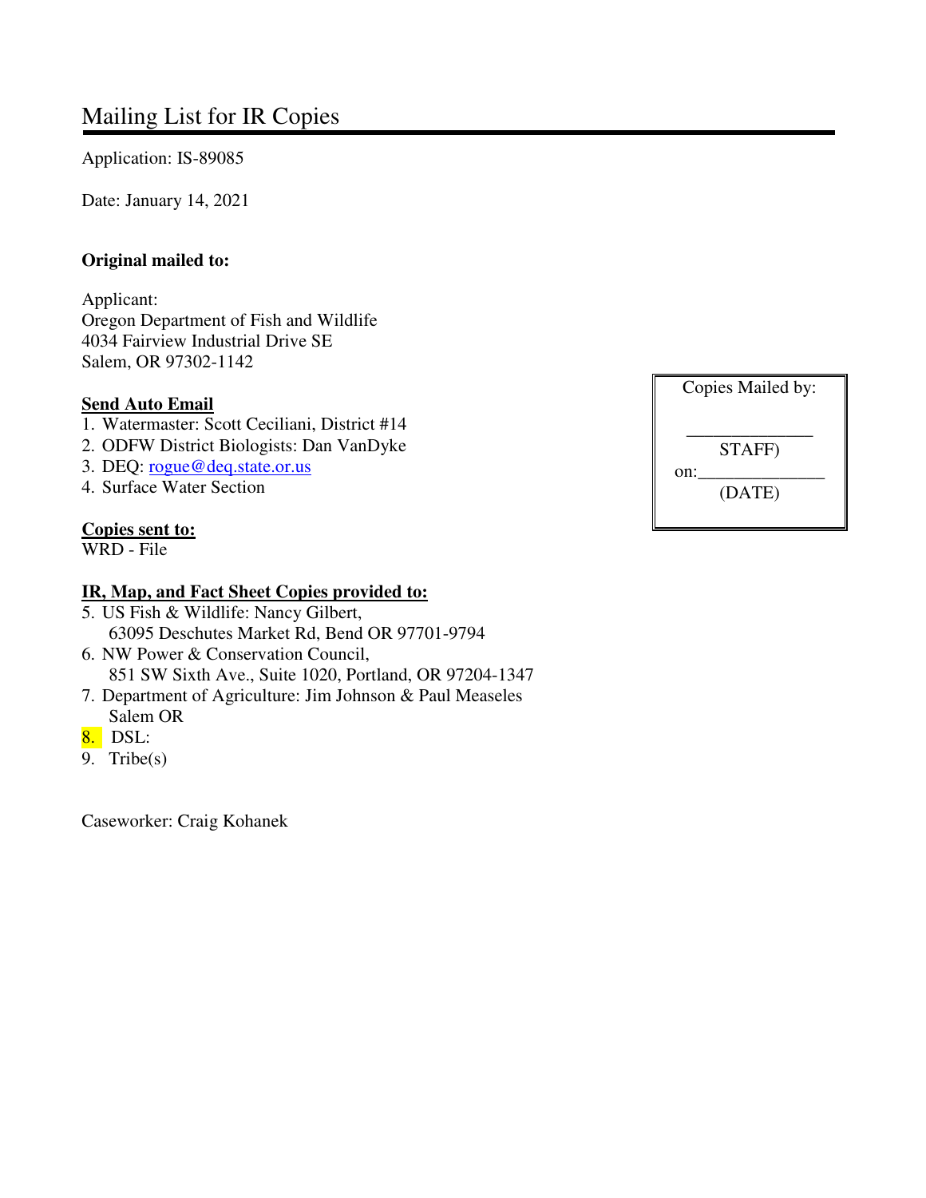# Mailing List for IR Copies

Application: IS-89085

Date: January 14, 2021

**Original mailed to:**

Applicant:
Oregon Department of Fish and Wildlife
4034 Fairview Industrial Drive SE
Salem, OR 97302-1142

**Send Auto Email**

1. Watermaster: Scott Ceciliani, District #14
2. ODFW District Biologists: Dan VanDyke
3. DEQ: rogue@deq.state.or.us
4. Surface Water Section

**Copies sent to:**
WRD - File

**IR, Map, and Fact Sheet Copies provided to:**

5. US Fish & Wildlife: Nancy Gilbert,
   63095 Deschutes Market Rd, Bend OR 97701-9794
6. NW Power & Conservation Council,
   851 SW Sixth Ave., Suite 1020, Portland, OR 97204-1347
7. Department of Agriculture: Jim Johnson & Paul Measeles
   Salem OR
8. DSL:
9. Tribe(s)

Caseworker: Craig Kohanek

| Copies Mailed by: |
|---|
| ______________ |
| STAFF) |
| on:______________ |
| (DATE) |